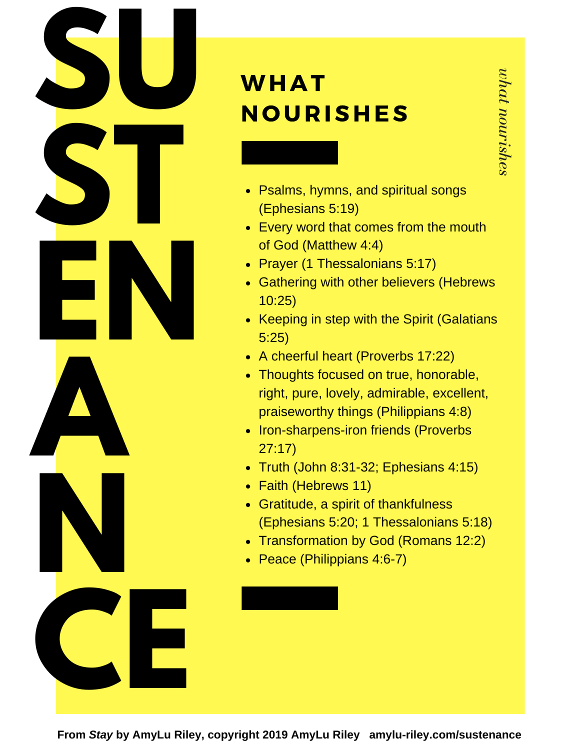# SUSTENANCE

## WHAT NOURISHES

*what nourishes*

- Psalms, hymns, and spiritual songs (Ephesians 5:19)
- Every word that comes from the mouth of God (Matthew 4:4)
- Prayer (1 Thessalonians 5:17)
- Gathering with other believers (Hebrews 10:25)
- Keeping in step with the Spirit (Galatians 5:25)
- A cheerful heart (Proverbs 17:22)
- Thoughts focused on true, honorable, right, pure, lovely, admirable, excellent, praiseworthy things (Philippians 4:8)
- Iron-sharpens-iron friends (Proverbs 27:17)
- Truth (John 8:31-32; Ephesians 4:15)
- Faith (Hebrews 11)
- Gratitude, a spirit of thankfulness (Ephesians 5:20; 1 Thessalonians 5:18)
- Transformation by God (Romans 12:2)
- Peace (Philippians 4:6-7)

**From *Stay* by AmyLu Riley, copyright 2019 AmyLu Riley amylu-riley.com/sustenance**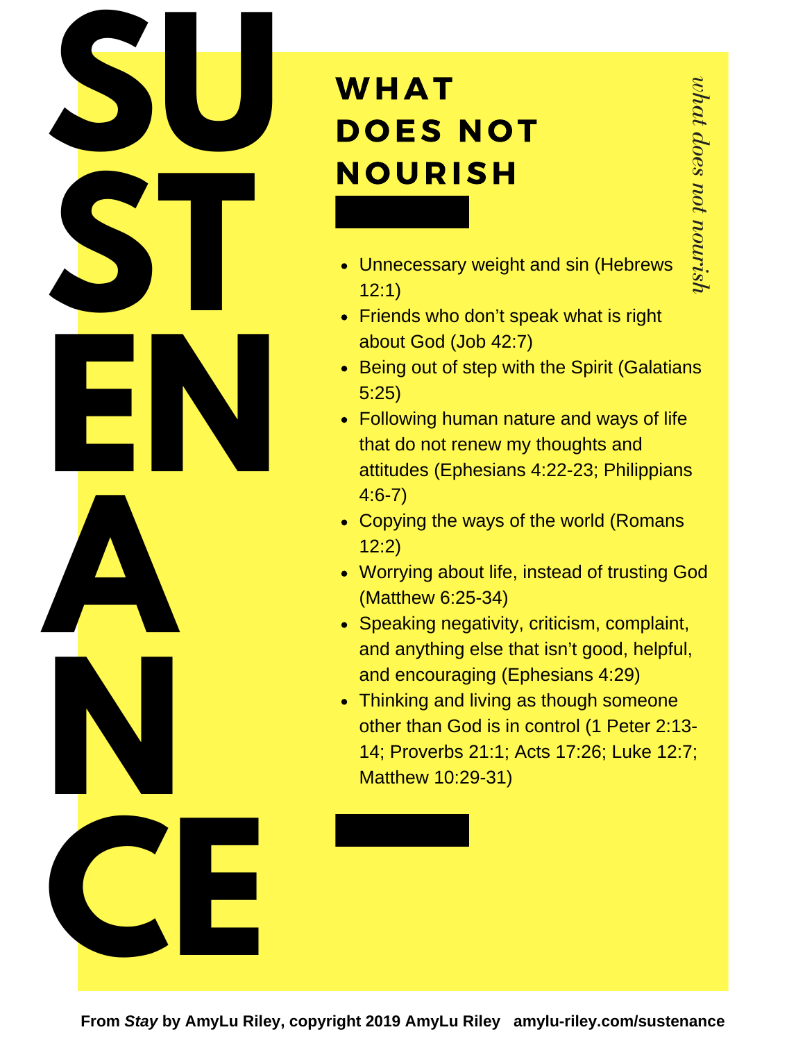# SUSTENANCE

## WHAT DOES NOT NOURISH

*what does not nourish*

- Unnecessary weight and sin (Hebrews 12:1)
- Friends who don't speak what is right about God (Job 42:7)
- Being out of step with the Spirit (Galatians 5:25)
- Following human nature and ways of life that do not renew my thoughts and attitudes (Ephesians 4:22-23; Philippians 4:6-7)
- Copying the ways of the world (Romans 12:2)
- Worrying about life, instead of trusting God (Matthew 6:25-34)
- Speaking negativity, criticism, complaint, and anything else that isn't good, helpful, and encouraging (Ephesians 4:29)
- Thinking and living as though someone other than God is in control (1 Peter 2:13-14; Proverbs 21:1; Acts 17:26; Luke 12:7; Matthew 10:29-31)

**From *Stay* by AmyLu Riley, copyright 2019 AmyLu Riley amylu-riley.com/sustenance**